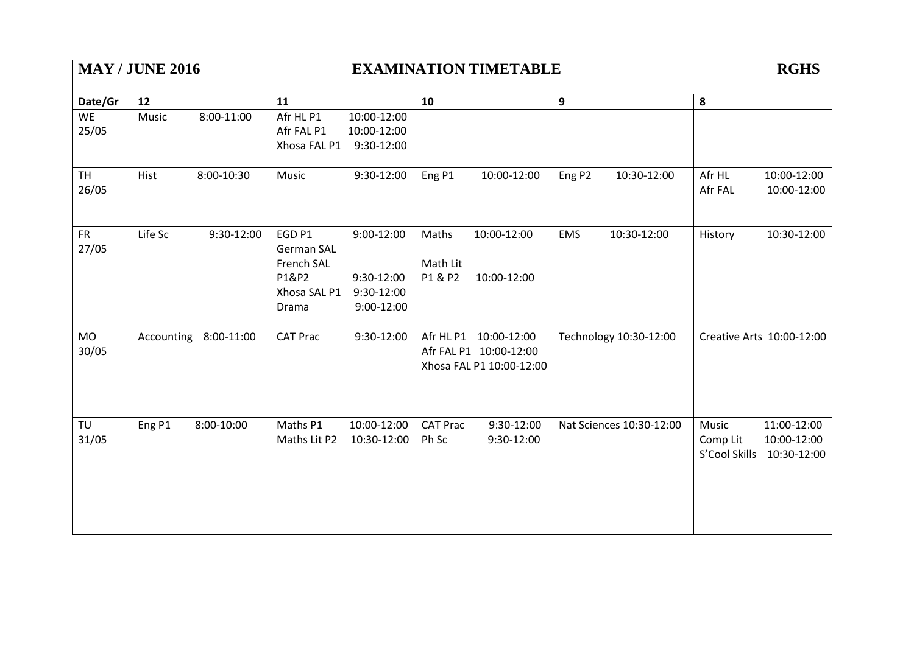| MAY / JUNE 2016 | | EXAMINATION TIMETABLE | | RGHS |
|---|---|---|---|---|

| Date/Gr | 12 | 11 | 10 | 9 | 8 |
|---|---|---|---|---|---|
| WE 25/05 | Music 8:00-11:00 | Afr HL P1 10:00-12:00<br>Afr FAL P1 10:00-12:00<br>Xhosa FAL P1 9:30-12:00 | | | |
| TH 26/05 | Hist 8:00-10:30 | Music 9:30-12:00 | Eng P1 10:00-12:00 | Eng P2 10:30-12:00 | Afr HL 10:00-12:00<br>Afr FAL 10:00-12:00 |
| FR 27/05 | Life Sc 9:30-12:00 | EGD P1 9:00-12:00<br>German SAL<br>French SAL<br>P1&P2 9:30-12:00<br>Xhosa SAL P1 9:30-12:00<br>Drama 9:00-12:00 | Maths 10:00-12:00<br><br>Math Lit<br>P1 & P2 10:00-12:00 | EMS 10:30-12:00 | History 10:30-12:00 |
| MO 30/05 | Accounting 8:00-11:00 | CAT Prac 9:30-12:00 | Afr HL P1 10:00-12:00<br>Afr FAL P1 10:00-12:00<br>Xhosa FAL P1 10:00-12:00 | Technology 10:30-12:00 | Creative Arts 10:00-12:00 |
| TU 31/05 | Eng P1 8:00-10:00 | Maths P1 10:00-12:00<br>Maths Lit P2 10:30-12:00 | CAT Prac 9:30-12:00<br>Ph Sc 9:30-12:00 | Nat Sciences 10:30-12:00 | Music 11:00-12:00<br>Comp Lit 10:00-12:00<br>S'Cool Skills 10:30-12:00 |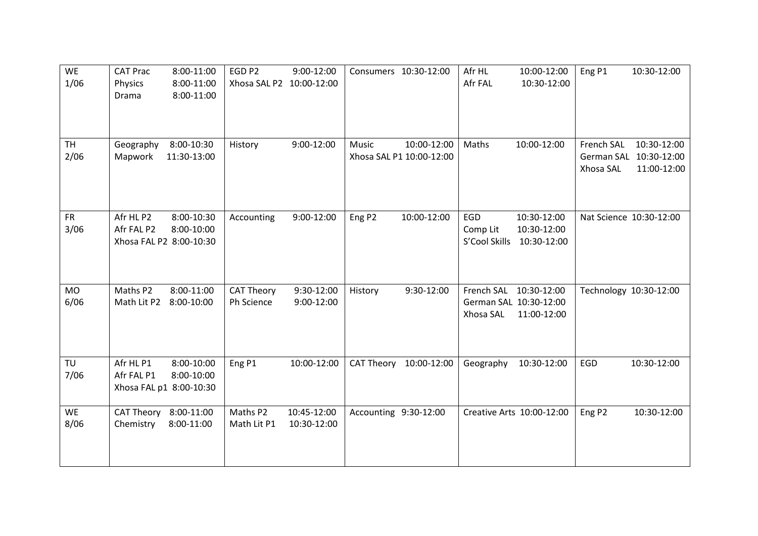| | | | | | |
|---|---|---|---|---|---|
| WE 1/06 | CAT Prac 8:00-11:00<br>Physics 8:00-11:00<br>Drama 8:00-11:00 | EGD P2 9:00-12:00<br>Xhosa SAL P2 10:00-12:00 | Consumers 10:30-12:00 | Afr HL 10:00-12:00<br>Afr FAL 10:30-12:00 | Eng P1 10:30-12:00 |
| TH 2/06 | Geography 8:00-10:30<br>Mapwork 11:30-13:00 | History 9:00-12:00 | Music 10:00-12:00<br>Xhosa SAL P1 10:00-12:00 | Maths 10:00-12:00 | French SAL 10:30-12:00<br>German SAL 10:30-12:00<br>Xhosa SAL 11:00-12:00 |
| FR 3/06 | Afr HL P2 8:00-10:30<br>Afr FAL P2 8:00-10:00<br>Xhosa FAL P2 8:00-10:30 | Accounting 9:00-12:00 | Eng P2 10:00-12:00 | EGD 10:30-12:00<br>Comp Lit 10:30-12:00<br>S'Cool Skills 10:30-12:00 | Nat Science 10:30-12:00 |
| MO 6/06 | Maths P2 8:00-11:00<br>Math Lit P2 8:00-10:00 | CAT Theory 9:30-12:00<br>Ph Science 9:00-12:00 | History 9:30-12:00 | French SAL 10:30-12:00<br>German SAL 10:30-12:00<br>Xhosa SAL 11:00-12:00 | Technology 10:30-12:00 |
| TU 7/06 | Afr HL P1 8:00-10:00<br>Afr FAL P1 8:00-10:00<br>Xhosa FAL p1 8:00-10:30 | Eng P1 10:00-12:00 | CAT Theory 10:00-12:00 | Geography 10:30-12:00 | EGD 10:30-12:00 |
| WE 8/06 | CAT Theory 8:00-11:00<br>Chemistry 8:00-11:00 | Maths P2 10:45-12:00<br>Math Lit P1 10:30-12:00 | Accounting 9:30-12:00 | Creative Arts 10:00-12:00 | Eng P2 10:30-12:00 |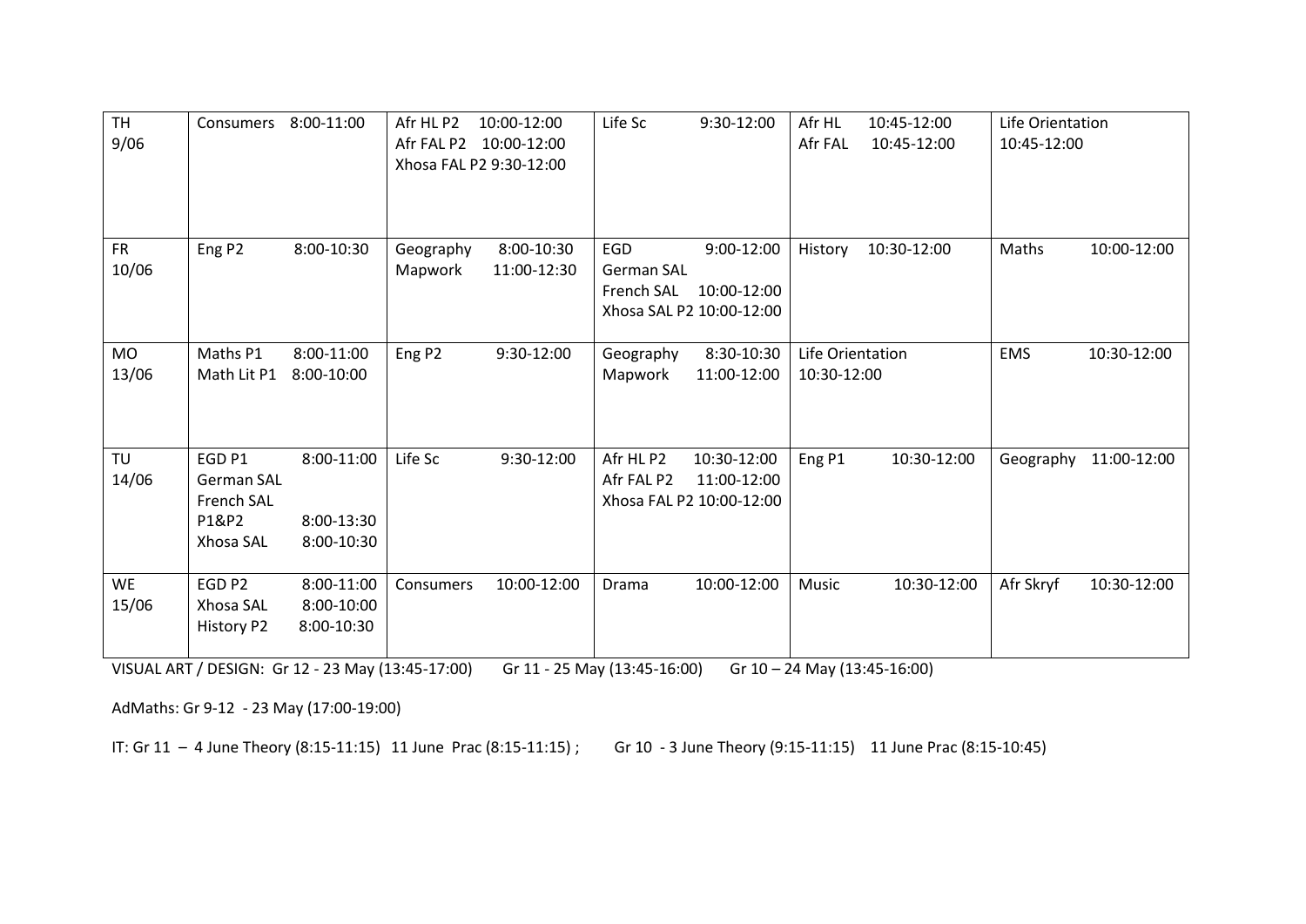| | | | | | |
|---|---|---|---|---|---|
| TH 9/06 | Consumers 8:00-11:00 | Afr HL P2 10:00-12:00<br>Afr FAL P2 10:00-12:00<br>Xhosa FAL P2 9:30-12:00 | Life Sc 9:30-12:00 | Afr HL 10:45-12:00<br>Afr FAL 10:45-12:00 | Life Orientation 10:45-12:00 |
| FR 10/06 | Eng P2 8:00-10:30 | Geography 8:00-10:30<br>Mapwork 11:00-12:30 | EGD 9:00-12:00<br>German SAL<br>French SAL 10:00-12:00<br>Xhosa SAL P2 10:00-12:00 | History 10:30-12:00 | Maths 10:00-12:00 |
| MO 13/06 | Maths P1 8:00-11:00<br>Math Lit P1 8:00-10:00 | Eng P2 9:30-12:00 | Geography 8:30-10:30<br>Mapwork 11:00-12:00 | Life Orientation 10:30-12:00 | EMS 10:30-12:00 |
| TU 14/06 | EGD P1 8:00-11:00<br>German SAL<br>French SAL<br>P1&P2 8:00-13:30<br>Xhosa SAL 8:00-10:30 | Life Sc 9:30-12:00 | Afr HL P2 10:30-12:00<br>Afr FAL P2 11:00-12:00<br>Xhosa FAL P2 10:00-12:00 | Eng P1 10:30-12:00 | Geography 11:00-12:00 |
| WE 15/06 | EGD P2 8:00-11:00<br>Xhosa SAL 8:00-10:00<br>History P2 8:00-10:30 | Consumers 10:00-12:00 | Drama 10:00-12:00 | Music 10:30-12:00 | Afr Skryf 10:30-12:00 |

VISUAL ART / DESIGN: Gr 12 - 23 May (13:45-17:00) Gr 11 - 25 May (13:45-16:00) Gr 10 – 24 May (13:45-16:00)

AdMaths: Gr 9-12 - 23 May (17:00-19:00)

IT: Gr 11 – 4 June Theory (8:15-11:15) 11 June Prac (8:15-11:15) ; Gr 10 - 3 June Theory (9:15-11:15) 11 June Prac (8:15-10:45)